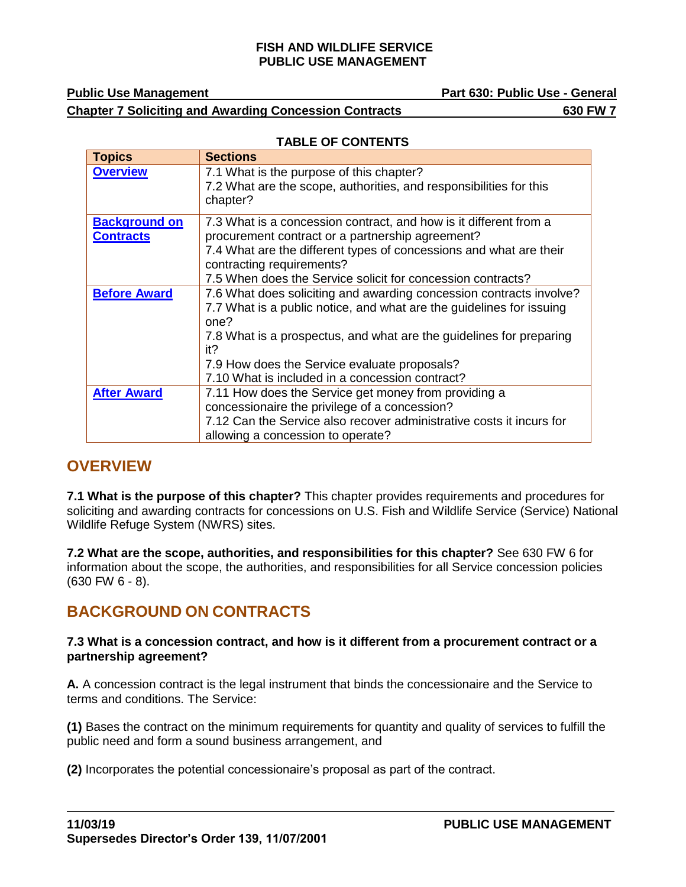**FISH AND WILDLIFE SERVICE**
**PUBLIC USE MANAGEMENT**

**Public Use Management** — **Part 630: Public Use - General**

**Chapter 7 Soliciting and Awarding Concession Contracts** — **630 FW 7**

**TABLE OF CONTENTS**

| Topics | Sections |
|---|---|
| **Overview** | 7.1 What is the purpose of this chapter?<br>7.2 What are the scope, authorities, and responsibilities for this chapter? |
| **Background on Contracts** | 7.3 What is a concession contract, and how is it different from a procurement contract or a partnership agreement?<br>7.4 What are the different types of concessions and what are their contracting requirements?<br>7.5 When does the Service solicit for concession contracts? |
| **Before Award** | 7.6 What does soliciting and awarding concession contracts involve?<br>7.7 What is a public notice, and what are the guidelines for issuing one?<br>7.8 What is a prospectus, and what are the guidelines for preparing it?<br>7.9 How does the Service evaluate proposals?<br>7.10 What is included in a concession contract? |
| **After Award** | 7.11 How does the Service get money from providing a concessionaire the privilege of a concession?<br>7.12 Can the Service also recover administrative costs it incurs for allowing a concession to operate? |

## OVERVIEW

**7.1 What is the purpose of this chapter?** This chapter provides requirements and procedures for soliciting and awarding contracts for concessions on U.S. Fish and Wildlife Service (Service) National Wildlife Refuge System (NWRS) sites.

**7.2 What are the scope, authorities, and responsibilities for this chapter?** See 630 FW 6 for information about the scope, the authorities, and responsibilities for all Service concession policies (630 FW 6 - 8).

## BACKGROUND ON CONTRACTS

**7.3 What is a concession contract, and how is it different from a procurement contract or a partnership agreement?**

**A.** A concession contract is the legal instrument that binds the concessionaire and the Service to terms and conditions. The Service:

**(1)** Bases the contract on the minimum requirements for quantity and quality of services to fulfill the public need and form a sound business arrangement, and

**(2)** Incorporates the potential concessionaire's proposal as part of the contract.

**11/03/19**
**Supersedes Director's Order 139, 11/07/2001**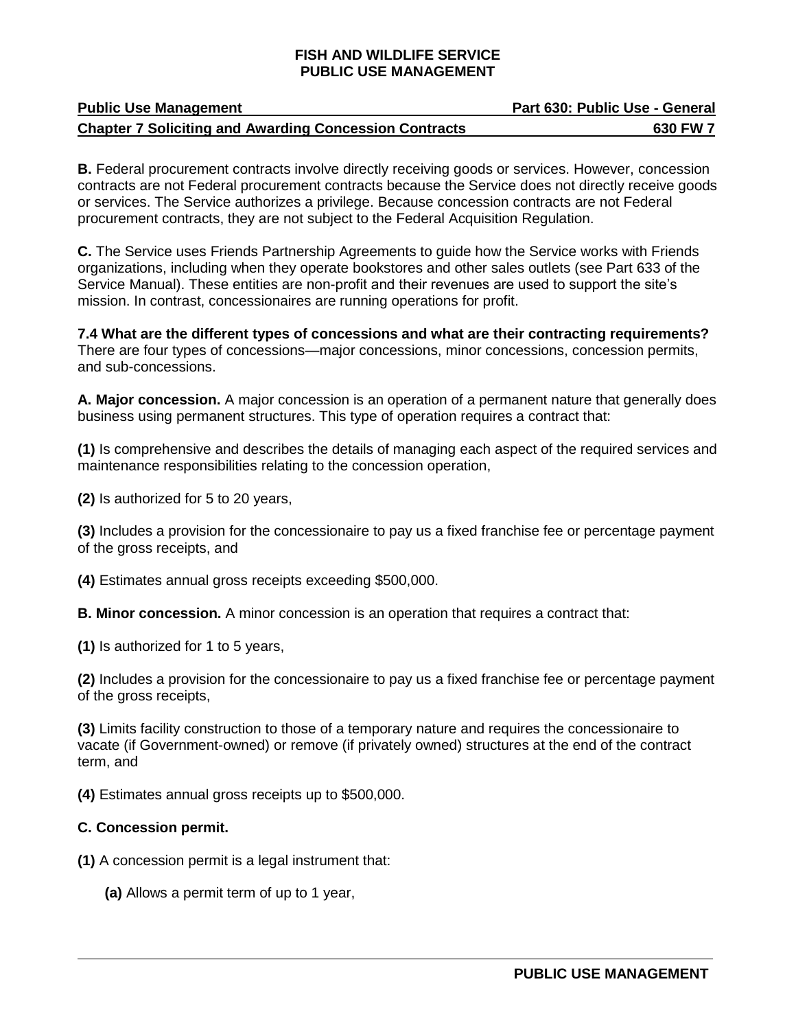**B.** Federal procurement contracts involve directly receiving goods or services. However, concession contracts are not Federal procurement contracts because the Service does not directly receive goods or services. The Service authorizes a privilege. Because concession contracts are not Federal procurement contracts, they are not subject to the Federal Acquisition Regulation.

**C.** The Service uses Friends Partnership Agreements to guide how the Service works with Friends organizations, including when they operate bookstores and other sales outlets (see Part 633 of the Service Manual). These entities are non-profit and their revenues are used to support the site's mission. In contrast, concessionaires are running operations for profit.

**7.4 What are the different types of concessions and what are their contracting requirements?** There are four types of concessions—major concessions, minor concessions, concession permits, and sub-concessions.

**A. Major concession.** A major concession is an operation of a permanent nature that generally does business using permanent structures. This type of operation requires a contract that:

**(1)** Is comprehensive and describes the details of managing each aspect of the required services and maintenance responsibilities relating to the concession operation,

**(2)** Is authorized for 5 to 20 years,

**(3)** Includes a provision for the concessionaire to pay us a fixed franchise fee or percentage payment of the gross receipts, and

**(4)** Estimates annual gross receipts exceeding $500,000.

**B. Minor concession.** A minor concession is an operation that requires a contract that:

**(1)** Is authorized for 1 to 5 years,

**(2)** Includes a provision for the concessionaire to pay us a fixed franchise fee or percentage payment of the gross receipts,

**(3)** Limits facility construction to those of a temporary nature and requires the concessionaire to vacate (if Government-owned) or remove (if privately owned) structures at the end of the contract term, and

**(4)** Estimates annual gross receipts up to $500,000.

**C. Concession permit.**

**(1)** A concession permit is a legal instrument that:

**(a)** Allows a permit term of up to 1 year,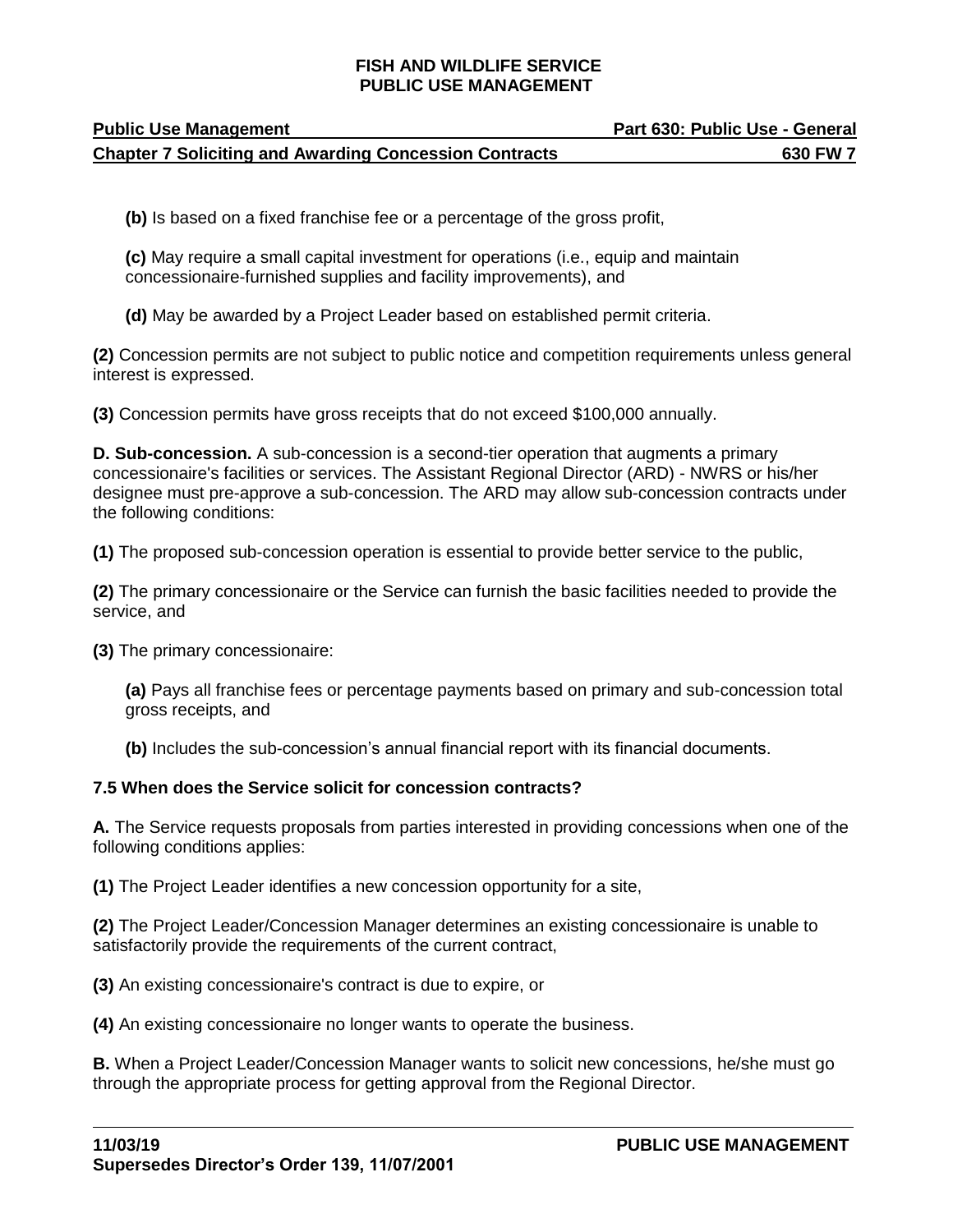**(b)** Is based on a fixed franchise fee or a percentage of the gross profit,

**(c)** May require a small capital investment for operations (i.e., equip and maintain concessionaire-furnished supplies and facility improvements), and

**(d)** May be awarded by a Project Leader based on established permit criteria.

**(2)** Concession permits are not subject to public notice and competition requirements unless general interest is expressed.

**(3)** Concession permits have gross receipts that do not exceed $100,000 annually.

**D. Sub-concession.** A sub-concession is a second-tier operation that augments a primary concessionaire's facilities or services. The Assistant Regional Director (ARD) - NWRS or his/her designee must pre-approve a sub-concession. The ARD may allow sub-concession contracts under the following conditions:

**(1)** The proposed sub-concession operation is essential to provide better service to the public,

**(2)** The primary concessionaire or the Service can furnish the basic facilities needed to provide the service, and

**(3)** The primary concessionaire:

**(a)** Pays all franchise fees or percentage payments based on primary and sub-concession total gross receipts, and

**(b)** Includes the sub-concession's annual financial report with its financial documents.

### 7.5 When does the Service solicit for concession contracts?

**A.** The Service requests proposals from parties interested in providing concessions when one of the following conditions applies:

**(1)** The Project Leader identifies a new concession opportunity for a site,

**(2)** The Project Leader/Concession Manager determines an existing concessionaire is unable to satisfactorily provide the requirements of the current contract,

**(3)** An existing concessionaire's contract is due to expire, or

**(4)** An existing concessionaire no longer wants to operate the business.

**B.** When a Project Leader/Concession Manager wants to solicit new concessions, he/she must go through the appropriate process for getting approval from the Regional Director.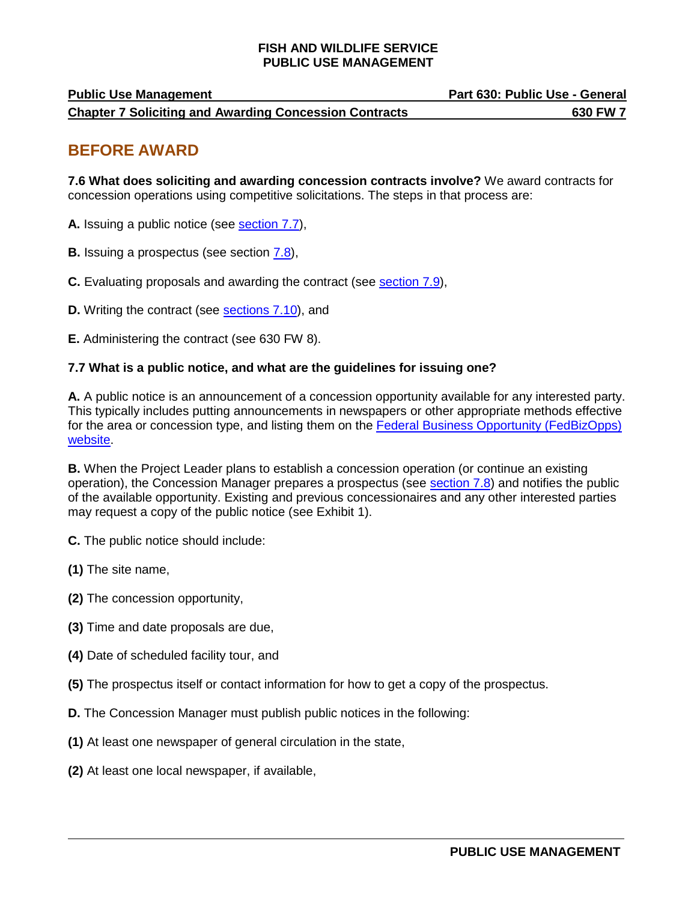## BEFORE AWARD

**7.6 What does soliciting and awarding concession contracts involve?** We award contracts for concession operations using competitive solicitations. The steps in that process are:

**A.** Issuing a public notice (see section 7.7),

**B.** Issuing a prospectus (see section 7.8),

**C.** Evaluating proposals and awarding the contract (see section 7.9),

**D.** Writing the contract (see sections 7.10), and

**E.** Administering the contract (see 630 FW 8).

**7.7 What is a public notice, and what are the guidelines for issuing one?**

**A.** A public notice is an announcement of a concession opportunity available for any interested party. This typically includes putting announcements in newspapers or other appropriate methods effective for the area or concession type, and listing them on the Federal Business Opportunity (FedBizOpps) website.

**B.** When the Project Leader plans to establish a concession operation (or continue an existing operation), the Concession Manager prepares a prospectus (see section 7.8) and notifies the public of the available opportunity. Existing and previous concessionaires and any other interested parties may request a copy of the public notice (see Exhibit 1).

**C.** The public notice should include:

**(1)** The site name,

**(2)** The concession opportunity,

**(3)** Time and date proposals are due,

**(4)** Date of scheduled facility tour, and

**(5)** The prospectus itself or contact information for how to get a copy of the prospectus.

**D.** The Concession Manager must publish public notices in the following:

**(1)** At least one newspaper of general circulation in the state,

**(2)** At least one local newspaper, if available,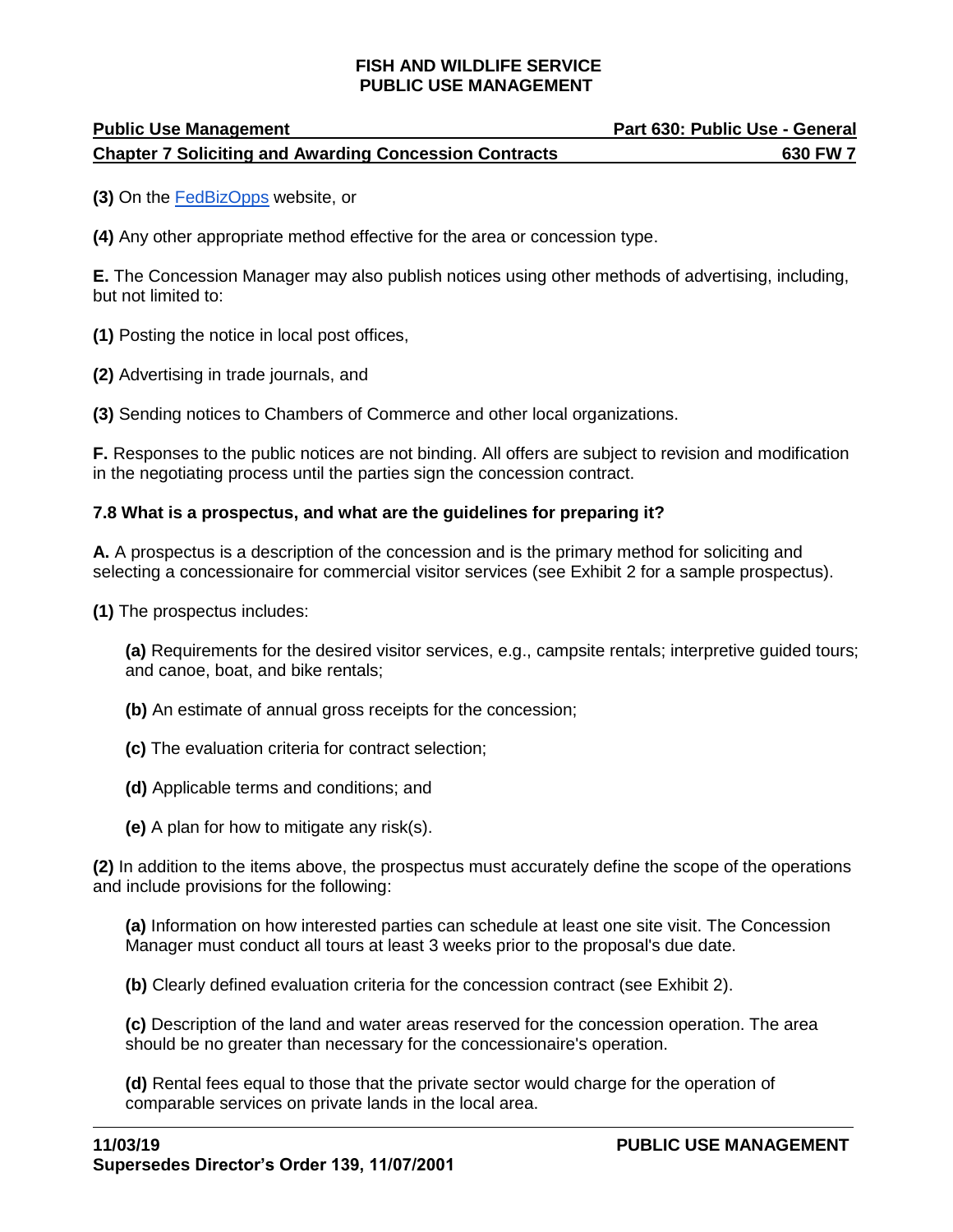**(3)** On the [FedBizOpps](FedBizOpps) website, or

**(4)** Any other appropriate method effective for the area or concession type.

**E.** The Concession Manager may also publish notices using other methods of advertising, including, but not limited to:

**(1)** Posting the notice in local post offices,

**(2)** Advertising in trade journals, and

**(3)** Sending notices to Chambers of Commerce and other local organizations.

**F.** Responses to the public notices are not binding. All offers are subject to revision and modification in the negotiating process until the parties sign the concession contract.

### 7.8 What is a prospectus, and what are the guidelines for preparing it?

**A.** A prospectus is a description of the concession and is the primary method for soliciting and selecting a concessionaire for commercial visitor services (see Exhibit 2 for a sample prospectus).

**(1)** The prospectus includes:

> **(a)** Requirements for the desired visitor services, e.g., campsite rentals; interpretive guided tours; and canoe, boat, and bike rentals;
>
> **(b)** An estimate of annual gross receipts for the concession;
>
> **(c)** The evaluation criteria for contract selection;
>
> **(d)** Applicable terms and conditions; and
>
> **(e)** A plan for how to mitigate any risk(s).

**(2)** In addition to the items above, the prospectus must accurately define the scope of the operations and include provisions for the following:

> **(a)** Information on how interested parties can schedule at least one site visit. The Concession Manager must conduct all tours at least 3 weeks prior to the proposal's due date.
>
> **(b)** Clearly defined evaluation criteria for the concession contract (see Exhibit 2).
>
> **(c)** Description of the land and water areas reserved for the concession operation. The area should be no greater than necessary for the concessionaire's operation.
>
> **(d)** Rental fees equal to those that the private sector would charge for the operation of comparable services on private lands in the local area.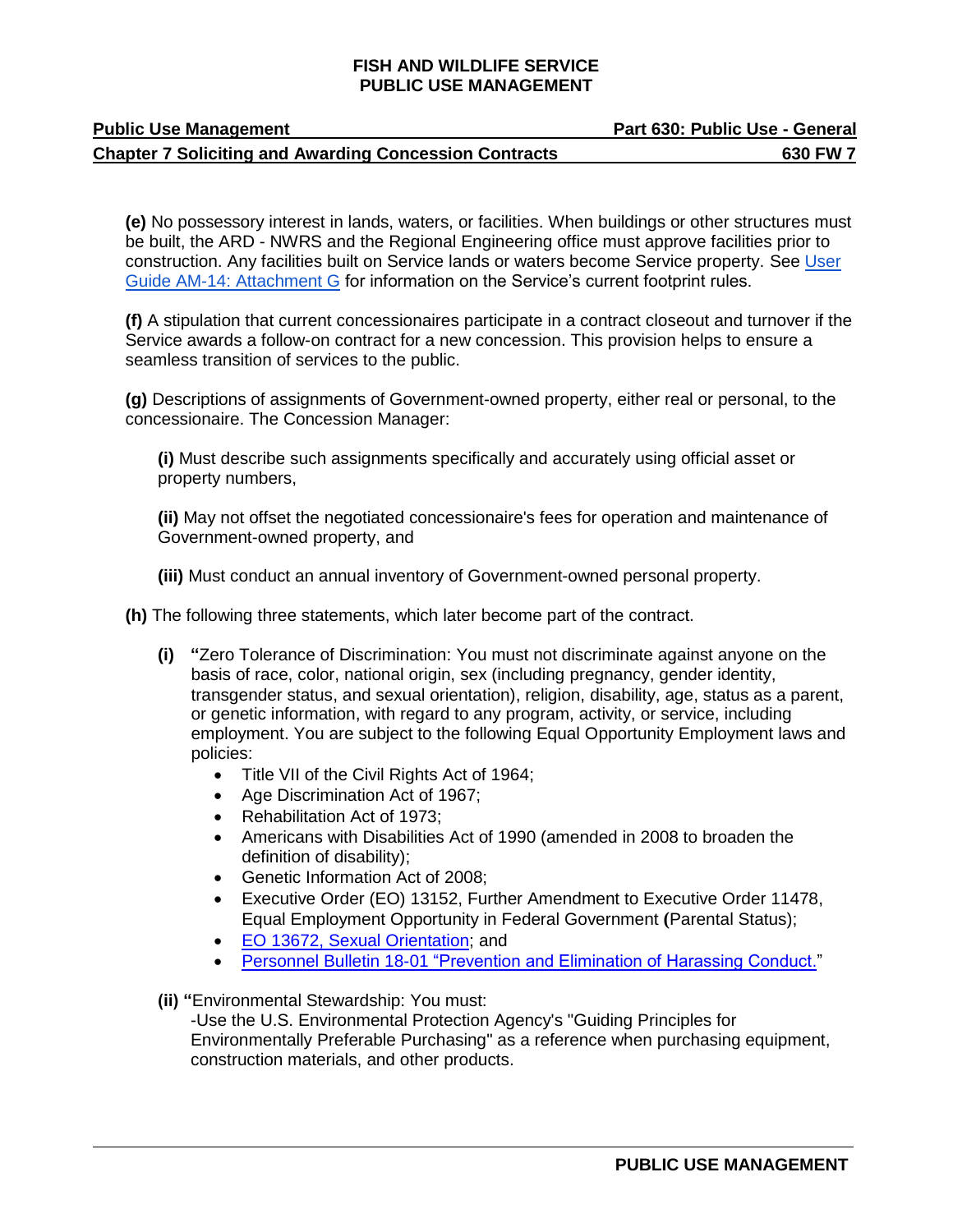**(e)** No possessory interest in lands, waters, or facilities. When buildings or other structures must be built, the ARD - NWRS and the Regional Engineering office must approve facilities prior to construction. Any facilities built on Service lands or waters become Service property. See User Guide AM-14: Attachment G for information on the Service's current footprint rules.

**(f)** A stipulation that current concessionaires participate in a contract closeout and turnover if the Service awards a follow-on contract for a new concession. This provision helps to ensure a seamless transition of services to the public.

**(g)** Descriptions of assignments of Government-owned property, either real or personal, to the concessionaire. The Concession Manager:

**(i)** Must describe such assignments specifically and accurately using official asset or property numbers,

**(ii)** May not offset the negotiated concessionaire's fees for operation and maintenance of Government-owned property, and

**(iii)** Must conduct an annual inventory of Government-owned personal property.

**(h)** The following three statements, which later become part of the contract.

**(i)** **"**Zero Tolerance of Discrimination: You must not discriminate against anyone on the basis of race, color, national origin, sex (including pregnancy, gender identity, transgender status, and sexual orientation), religion, disability, age, status as a parent, or genetic information, with regard to any program, activity, or service, including employment. You are subject to the following Equal Opportunity Employment laws and policies:

- Title VII of the Civil Rights Act of 1964;
- Age Discrimination Act of 1967;
- Rehabilitation Act of 1973;
- Americans with Disabilities Act of 1990 (amended in 2008 to broaden the definition of disability);
- Genetic Information Act of 2008;
- Executive Order (EO) 13152, Further Amendment to Executive Order 11478, Equal Employment Opportunity in Federal Government **(**Parental Status);
- EO 13672, Sexual Orientation; and
- Personnel Bulletin 18-01 "Prevention and Elimination of Harassing Conduct."

**(ii)** **"**Environmental Stewardship: You must:
-Use the U.S. Environmental Protection Agency's "Guiding Principles for Environmentally Preferable Purchasing" as a reference when purchasing equipment, construction materials, and other products.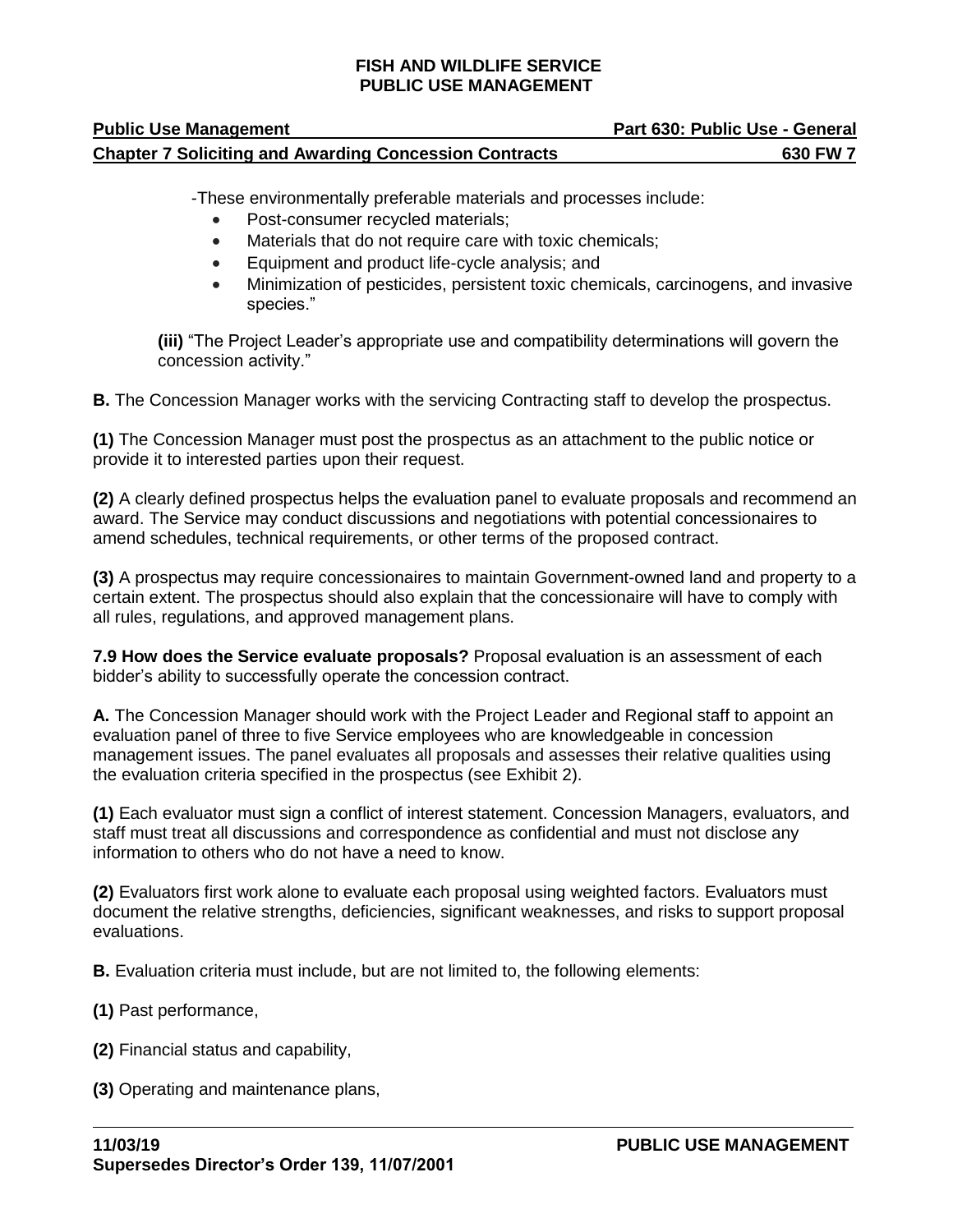-These environmentally preferable materials and processes include:

- Post-consumer recycled materials;
- Materials that do not require care with toxic chemicals;
- Equipment and product life-cycle analysis; and
- Minimization of pesticides, persistent toxic chemicals, carcinogens, and invasive species."

**(iii)** "The Project Leader's appropriate use and compatibility determinations will govern the concession activity."

**B.** The Concession Manager works with the servicing Contracting staff to develop the prospectus.

**(1)** The Concession Manager must post the prospectus as an attachment to the public notice or provide it to interested parties upon their request.

**(2)** A clearly defined prospectus helps the evaluation panel to evaluate proposals and recommend an award. The Service may conduct discussions and negotiations with potential concessionaires to amend schedules, technical requirements, or other terms of the proposed contract.

**(3)** A prospectus may require concessionaires to maintain Government-owned land and property to a certain extent. The prospectus should also explain that the concessionaire will have to comply with all rules, regulations, and approved management plans.

**7.9 How does the Service evaluate proposals?** Proposal evaluation is an assessment of each bidder's ability to successfully operate the concession contract.

**A.** The Concession Manager should work with the Project Leader and Regional staff to appoint an evaluation panel of three to five Service employees who are knowledgeable in concession management issues. The panel evaluates all proposals and assesses their relative qualities using the evaluation criteria specified in the prospectus (see Exhibit 2).

**(1)** Each evaluator must sign a conflict of interest statement. Concession Managers, evaluators, and staff must treat all discussions and correspondence as confidential and must not disclose any information to others who do not have a need to know.

**(2)** Evaluators first work alone to evaluate each proposal using weighted factors. Evaluators must document the relative strengths, deficiencies, significant weaknesses, and risks to support proposal evaluations.

**B.** Evaluation criteria must include, but are not limited to, the following elements:

**(1)** Past performance,

**(2)** Financial status and capability,

**(3)** Operating and maintenance plans,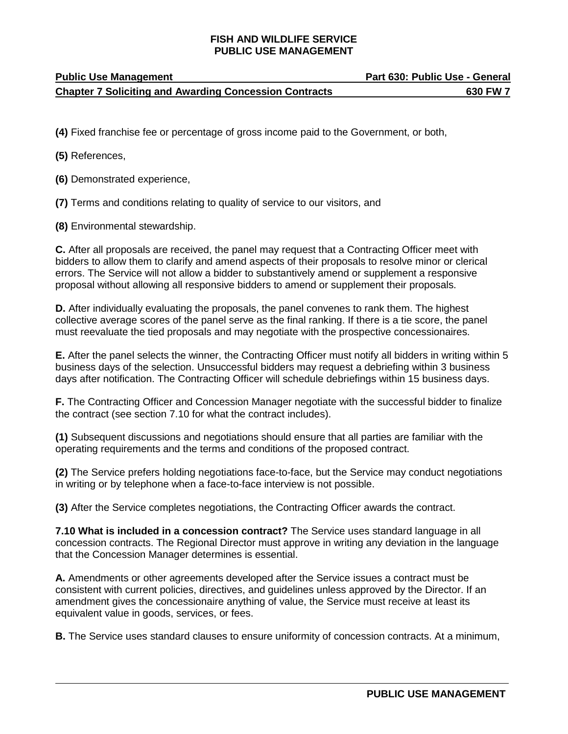**(4)** Fixed franchise fee or percentage of gross income paid to the Government, or both,

**(5)** References,

**(6)** Demonstrated experience,

**(7)** Terms and conditions relating to quality of service to our visitors, and

**(8)** Environmental stewardship.

**C.** After all proposals are received, the panel may request that a Contracting Officer meet with bidders to allow them to clarify and amend aspects of their proposals to resolve minor or clerical errors. The Service will not allow a bidder to substantively amend or supplement a responsive proposal without allowing all responsive bidders to amend or supplement their proposals.

**D.** After individually evaluating the proposals, the panel convenes to rank them. The highest collective average scores of the panel serve as the final ranking. If there is a tie score, the panel must reevaluate the tied proposals and may negotiate with the prospective concessionaires.

**E.** After the panel selects the winner, the Contracting Officer must notify all bidders in writing within 5 business days of the selection. Unsuccessful bidders may request a debriefing within 3 business days after notification. The Contracting Officer will schedule debriefings within 15 business days.

**F.** The Contracting Officer and Concession Manager negotiate with the successful bidder to finalize the contract (see section 7.10 for what the contract includes).

**(1)** Subsequent discussions and negotiations should ensure that all parties are familiar with the operating requirements and the terms and conditions of the proposed contract.

**(2)** The Service prefers holding negotiations face-to-face, but the Service may conduct negotiations in writing or by telephone when a face-to-face interview is not possible.

**(3)** After the Service completes negotiations, the Contracting Officer awards the contract.

**7.10 What is included in a concession contract?** The Service uses standard language in all concession contracts. The Regional Director must approve in writing any deviation in the language that the Concession Manager determines is essential.

**A.** Amendments or other agreements developed after the Service issues a contract must be consistent with current policies, directives, and guidelines unless approved by the Director. If an amendment gives the concessionaire anything of value, the Service must receive at least its equivalent value in goods, services, or fees.

**B.** The Service uses standard clauses to ensure uniformity of concession contracts. At a minimum,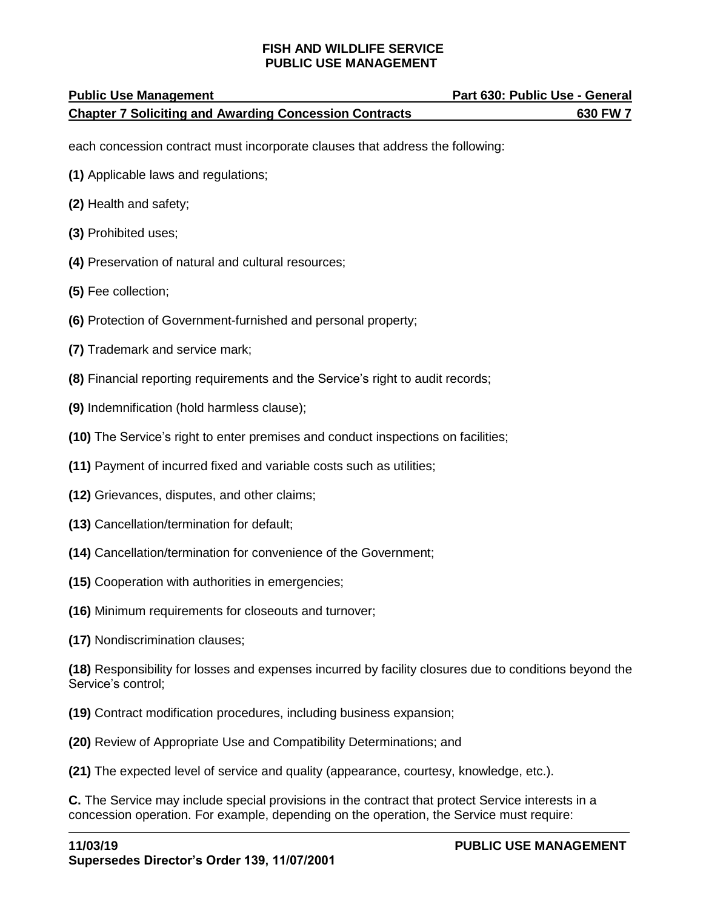each concession contract must incorporate clauses that address the following:

**(1)** Applicable laws and regulations;

**(2)** Health and safety;

**(3)** Prohibited uses;

**(4)** Preservation of natural and cultural resources;

**(5)** Fee collection;

**(6)** Protection of Government-furnished and personal property;

**(7)** Trademark and service mark;

**(8)** Financial reporting requirements and the Service's right to audit records;

**(9)** Indemnification (hold harmless clause);

**(10)** The Service's right to enter premises and conduct inspections on facilities;

**(11)** Payment of incurred fixed and variable costs such as utilities;

**(12)** Grievances, disputes, and other claims;

**(13)** Cancellation/termination for default;

**(14)** Cancellation/termination for convenience of the Government;

**(15)** Cooperation with authorities in emergencies;

**(16)** Minimum requirements for closeouts and turnover;

**(17)** Nondiscrimination clauses;

**(18)** Responsibility for losses and expenses incurred by facility closures due to conditions beyond the Service's control;

**(19)** Contract modification procedures, including business expansion;

**(20)** Review of Appropriate Use and Compatibility Determinations; and

**(21)** The expected level of service and quality (appearance, courtesy, knowledge, etc.).

**C.** The Service may include special provisions in the contract that protect Service interests in a concession operation. For example, depending on the operation, the Service must require: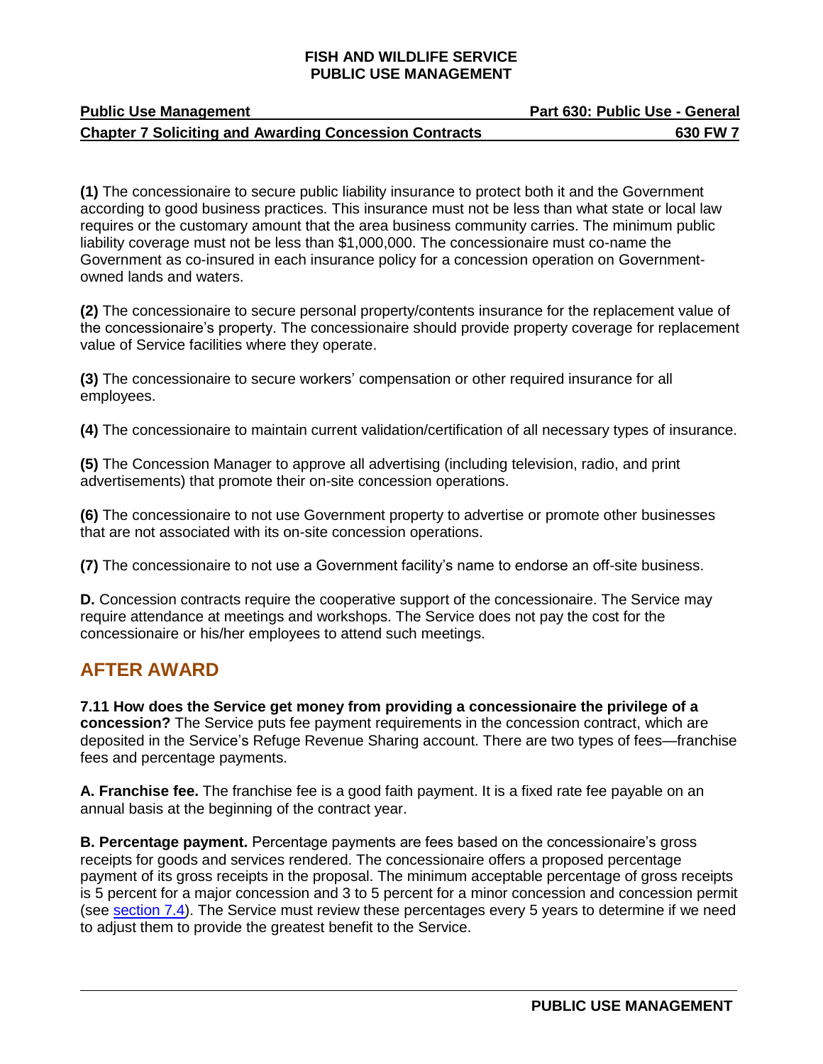**(1)** The concessionaire to secure public liability insurance to protect both it and the Government according to good business practices. This insurance must not be less than what state or local law requires or the customary amount that the area business community carries. The minimum public liability coverage must not be less than $1,000,000. The concessionaire must co-name the Government as co-insured in each insurance policy for a concession operation on Government-owned lands and waters.

**(2)** The concessionaire to secure personal property/contents insurance for the replacement value of the concessionaire's property. The concessionaire should provide property coverage for replacement value of Service facilities where they operate.

**(3)** The concessionaire to secure workers' compensation or other required insurance for all employees.

**(4)** The concessionaire to maintain current validation/certification of all necessary types of insurance.

**(5)** The Concession Manager to approve all advertising (including television, radio, and print advertisements) that promote their on-site concession operations.

**(6)** The concessionaire to not use Government property to advertise or promote other businesses that are not associated with its on-site concession operations.

**(7)** The concessionaire to not use a Government facility's name to endorse an off-site business.

**D.** Concession contracts require the cooperative support of the concessionaire. The Service may require attendance at meetings and workshops. The Service does not pay the cost for the concessionaire or his/her employees to attend such meetings.

## AFTER AWARD

**7.11 How does the Service get money from providing a concessionaire the privilege of a concession?** The Service puts fee payment requirements in the concession contract, which are deposited in the Service's Refuge Revenue Sharing account. There are two types of fees—franchise fees and percentage payments.

**A. Franchise fee.** The franchise fee is a good faith payment. It is a fixed rate fee payable on an annual basis at the beginning of the contract year.

**B. Percentage payment.** Percentage payments are fees based on the concessionaire's gross receipts for goods and services rendered. The concessionaire offers a proposed percentage payment of its gross receipts in the proposal. The minimum acceptable percentage of gross receipts is 5 percent for a major concession and 3 to 5 percent for a minor concession and concession permit (see section 7.4). The Service must review these percentages every 5 years to determine if we need to adjust them to provide the greatest benefit to the Service.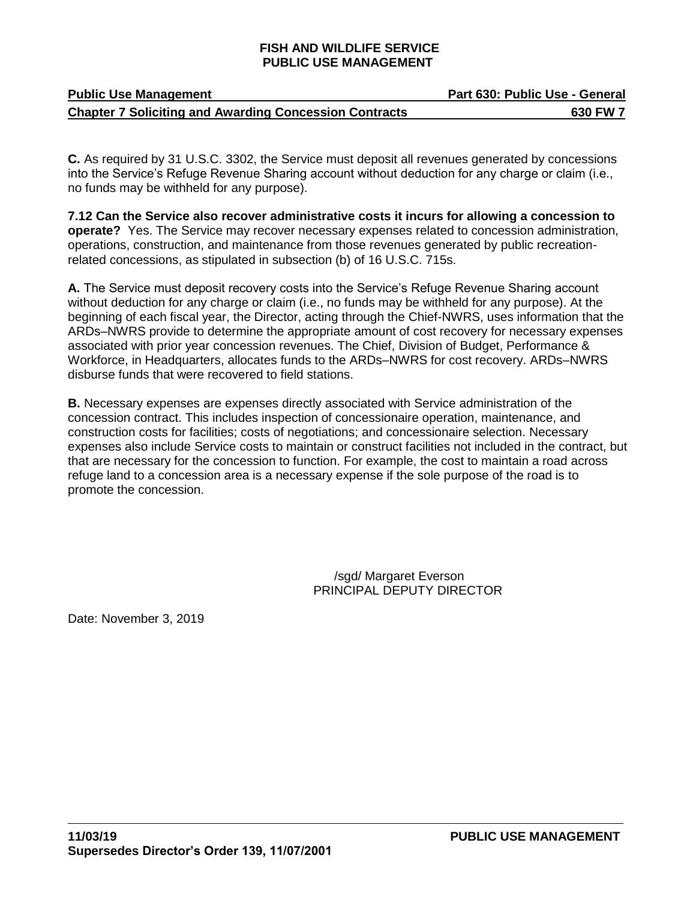**C.** As required by 31 U.S.C. 3302, the Service must deposit all revenues generated by concessions into the Service's Refuge Revenue Sharing account without deduction for any charge or claim (i.e., no funds may be withheld for any purpose).

**7.12 Can the Service also recover administrative costs it incurs for allowing a concession to operate?** Yes. The Service may recover necessary expenses related to concession administration, operations, construction, and maintenance from those revenues generated by public recreation-related concessions, as stipulated in subsection (b) of 16 U.S.C. 715s.

**A.** The Service must deposit recovery costs into the Service's Refuge Revenue Sharing account without deduction for any charge or claim (i.e., no funds may be withheld for any purpose). At the beginning of each fiscal year, the Director, acting through the Chief-NWRS, uses information that the ARDs–NWRS provide to determine the appropriate amount of cost recovery for necessary expenses associated with prior year concession revenues. The Chief, Division of Budget, Performance & Workforce, in Headquarters, allocates funds to the ARDs–NWRS for cost recovery. ARDs–NWRS disburse funds that were recovered to field stations.

**B.** Necessary expenses are expenses directly associated with Service administration of the concession contract. This includes inspection of concessionaire operation, maintenance, and construction costs for facilities; costs of negotiations; and concessionaire selection. Necessary expenses also include Service costs to maintain or construct facilities not included in the contract, but that are necessary for the concession to function. For example, the cost to maintain a road across refuge land to a concession area is a necessary expense if the sole purpose of the road is to promote the concession.

/sgd/ Margaret Everson
PRINCIPAL DEPUTY DIRECTOR

Date: November 3, 2019

Supersedes Director's Order 139, 11/07/2001